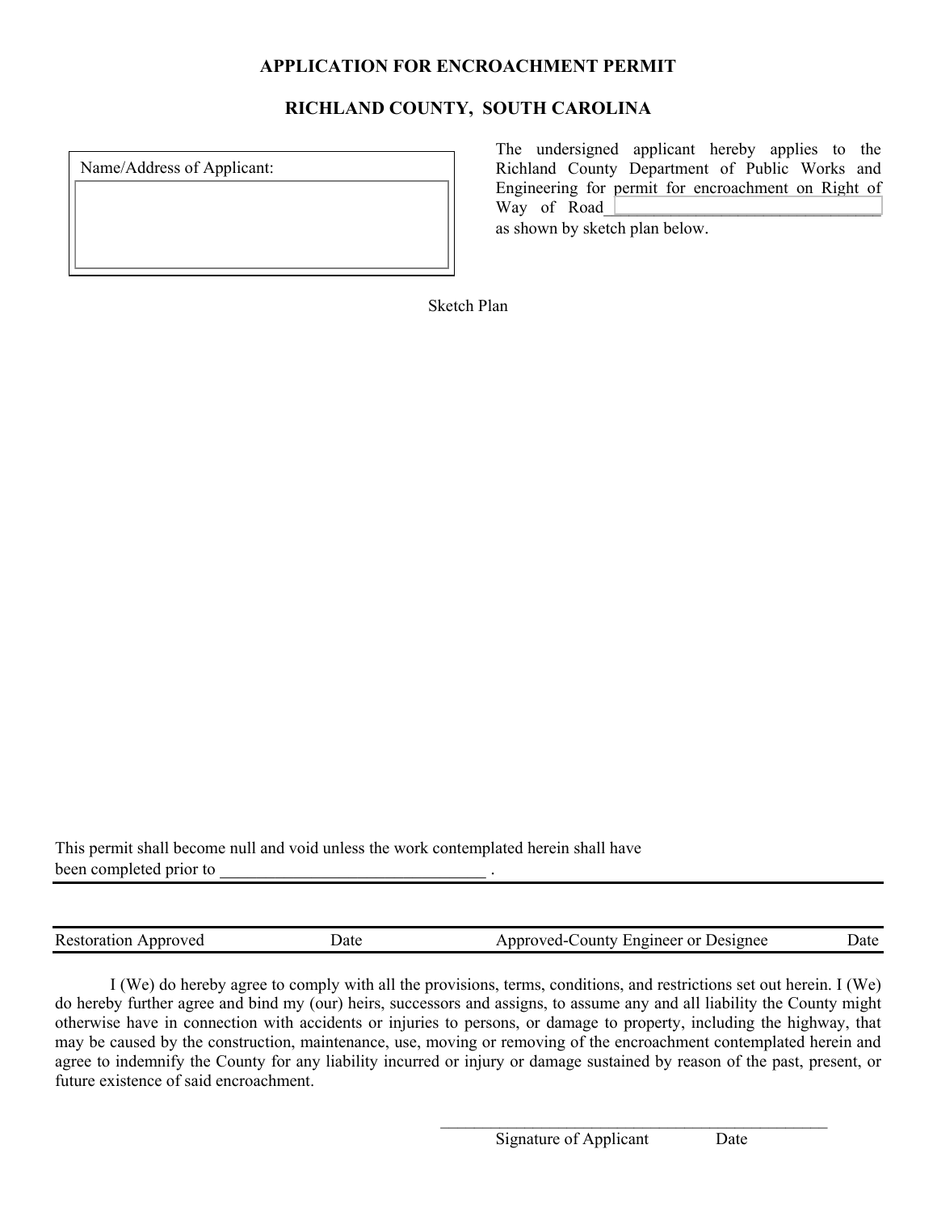# APPLICATION FOR ENCROACHMENT PERMIT

## RICHLAND COUNTY, SOUTH CAROLINA

Name/Address of Applicant:

The undersigned applicant hereby applies to the Richland County Department of Public Works and Engineering for permit for encroachment on Right of Way of Road________________________________ as shown by sketch plan below.

Sketch Plan

This permit shall become null and void unless the work contemplated herein shall have been completed prior to ________________________________ .

| Restoration Approved | Date | Approved-County Engineer or Designee | Date |
|---|---|---|---|

I (We) do hereby agree to comply with all the provisions, terms, conditions, and restrictions set out herein. I (We) do hereby further agree and bind my (our) heirs, successors and assigns, to assume any and all liability the County might otherwise have in connection with accidents or injuries to persons, or damage to property, including the highway, that may be caused by the construction, maintenance, use, moving or removing of the encroachment contemplated herein and agree to indemnify the County for any liability incurred or injury or damage sustained by reason of the past, present, or future existence of said encroachment.

__________________________________________________

Signature of Applicant Date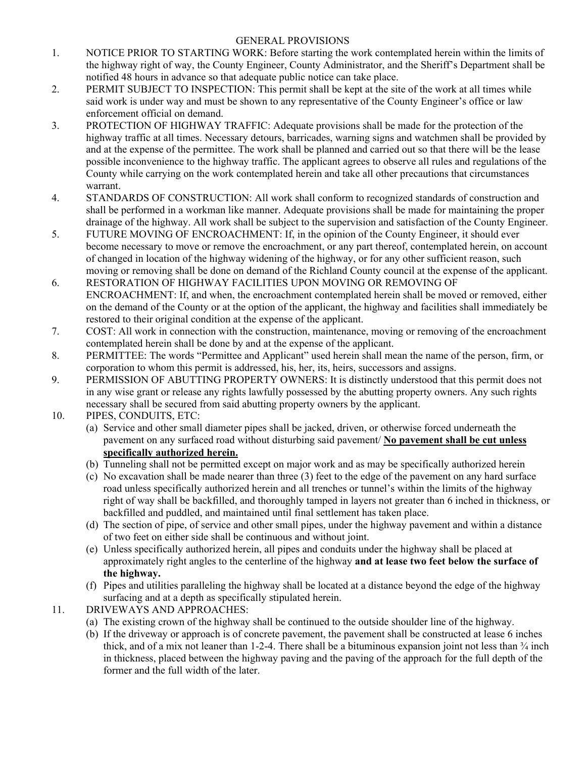GENERAL PROVISIONS

1. NOTICE PRIOR TO STARTING WORK: Before starting the work contemplated herein within the limits of the highway right of way, the County Engineer, County Administrator, and the Sheriff's Department shall be notified 48 hours in advance so that adequate public notice can take place.
2. PERMIT SUBJECT TO INSPECTION: This permit shall be kept at the site of the work at all times while said work is under way and must be shown to any representative of the County Engineer's office or law enforcement official on demand.
3. PROTECTION OF HIGHWAY TRAFFIC: Adequate provisions shall be made for the protection of the highway traffic at all times. Necessary detours, barricades, warning signs and watchmen shall be provided by and at the expense of the permittee. The work shall be planned and carried out so that there will be the lease possible inconvenience to the highway traffic. The applicant agrees to observe all rules and regulations of the County while carrying on the work contemplated herein and take all other precautions that circumstances warrant.
4. STANDARDS OF CONSTRUCTION: All work shall conform to recognized standards of construction and shall be performed in a workman like manner. Adequate provisions shall be made for maintaining the proper drainage of the highway. All work shall be subject to the supervision and satisfaction of the County Engineer.
5. FUTURE MOVING OF ENCROACHMENT: If, in the opinion of the County Engineer, it should ever become necessary to move or remove the encroachment, or any part thereof, contemplated herein, on account of changed in location of the highway widening of the highway, or for any other sufficient reason, such moving or removing shall be done on demand of the Richland County council at the expense of the applicant.
6. RESTORATION OF HIGHWAY FACILITIES UPON MOVING OR REMOVING OF ENCROACHMENT: If, and when, the encroachment contemplated herein shall be moved or removed, either on the demand of the County or at the option of the applicant, the highway and facilities shall immediately be restored to their original condition at the expense of the applicant.
7. COST: All work in connection with the construction, maintenance, moving or removing of the encroachment contemplated herein shall be done by and at the expense of the applicant.
8. PERMITTEE: The words "Permittee and Applicant" used herein shall mean the name of the person, firm, or corporation to whom this permit is addressed, his, her, its, heirs, successors and assigns.
9. PERMISSION OF ABUTTING PROPERTY OWNERS: It is distinctly understood that this permit does not in any wise grant or release any rights lawfully possessed by the abutting property owners. Any such rights necessary shall be secured from said abutting property owners by the applicant.
10. PIPES, CONDUITS, ETC:
    - (a) Service and other small diameter pipes shall be jacked, driven, or otherwise forced underneath the pavement on any surfaced road without disturbing said pavement/ **<u>No pavement shall be cut unless specifically authorized herein.</u>**
    - (b) Tunneling shall not be permitted except on major work and as may be specifically authorized herein
    - (c) No excavation shall be made nearer than three (3) feet to the edge of the pavement on any hard surface road unless specifically authorized herein and all trenches or tunnel's within the limits of the highway right of way shall be backfilled, and thoroughly tamped in layers not greater than 6 inched in thickness, or backfilled and puddled, and maintained until final settlement has taken place.
    - (d) The section of pipe, of service and other small pipes, under the highway pavement and within a distance of two feet on either side shall be continuous and without joint.
    - (e) Unless specifically authorized herein, all pipes and conduits under the highway shall be placed at approximately right angles to the centerline of the highway **and at lease two feet below the surface of the highway.**
    - (f) Pipes and utilities paralleling the highway shall be located at a distance beyond the edge of the highway surfacing and at a depth as specifically stipulated herein.
11. DRIVEWAYS AND APPROACHES:
    - (a) The existing crown of the highway shall be continued to the outside shoulder line of the highway.
    - (b) If the driveway or approach is of concrete pavement, the pavement shall be constructed at lease 6 inches thick, and of a mix not leaner than 1-2-4. There shall be a bituminous expansion joint not less than ¾ inch in thickness, placed between the highway paving and the paving of the approach for the full depth of the former and the full width of the later.